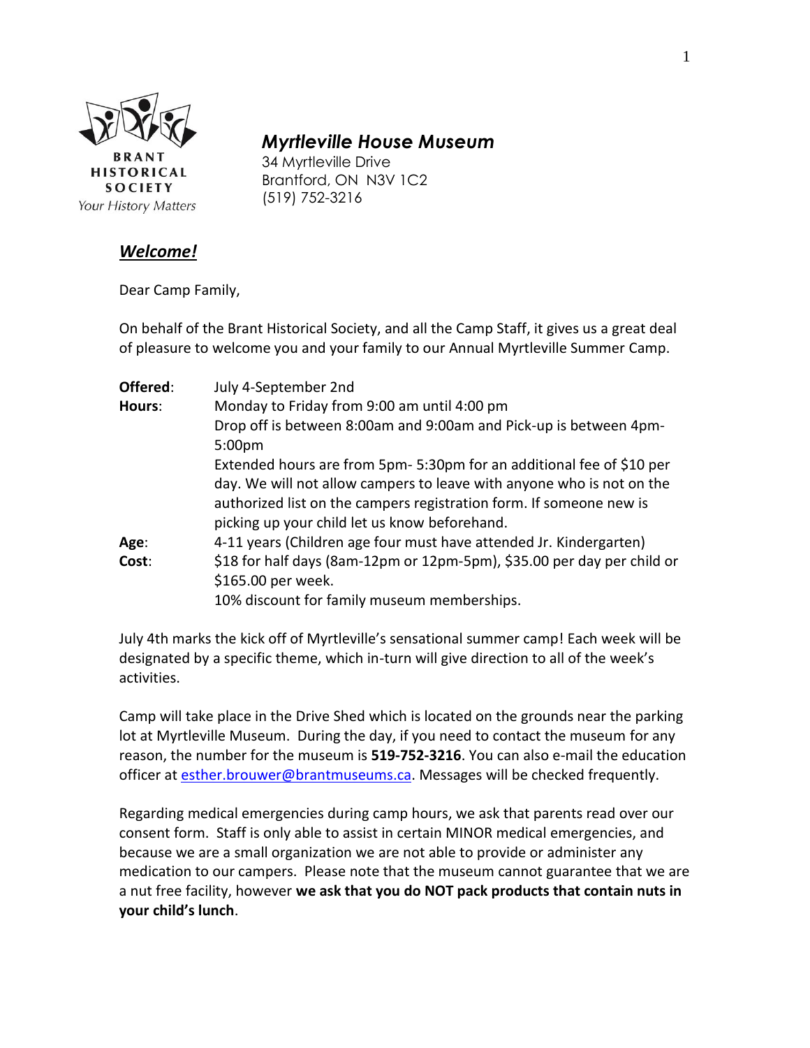BRANT HISTORICAL SOCIETY
*Your History Matters*

# *Myrtleville House Museum*

34 Myrtleville Drive
Brantford, ON N3V 1C2
(519) 752-3216

## ***Welcome!***

Dear Camp Family,

On behalf of the Brant Historical Society, and all the Camp Staff, it gives us a great deal of pleasure to welcome you and your family to our Annual Myrtleville Summer Camp.

| | |
|---|---|
| **Offered**: | July 4-September 2nd |
| **Hours**: | Monday to Friday from 9:00 am until 4:00 pm<br>Drop off is between 8:00am and 9:00am and Pick-up is between 4pm-5:00pm<br>Extended hours are from 5pm- 5:30pm for an additional fee of $10 per day. We will not allow campers to leave with anyone who is not on the authorized list on the campers registration form. If someone new is picking up your child let us know beforehand. |
| **Age**: | 4-11 years (Children age four must have attended Jr. Kindergarten) |
| **Cost**: | $18 for half days (8am-12pm or 12pm-5pm), $35.00 per day per child or $165.00 per week.<br>10% discount for family museum memberships. |

July 4th marks the kick off of Myrtleville's sensational summer camp! Each week will be designated by a specific theme, which in-turn will give direction to all of the week's activities.

Camp will take place in the Drive Shed which is located on the grounds near the parking lot at Myrtleville Museum. During the day, if you need to contact the museum for any reason, the number for the museum is **519-752-3216**. You can also e-mail the education officer at esther.brouwer@brantmuseums.ca. Messages will be checked frequently.

Regarding medical emergencies during camp hours, we ask that parents read over our consent form. Staff is only able to assist in certain MINOR medical emergencies, and because we are a small organization we are not able to provide or administer any medication to our campers. Please note that the museum cannot guarantee that we are a nut free facility, however **we ask that you do NOT pack products that contain nuts in your child's lunch**.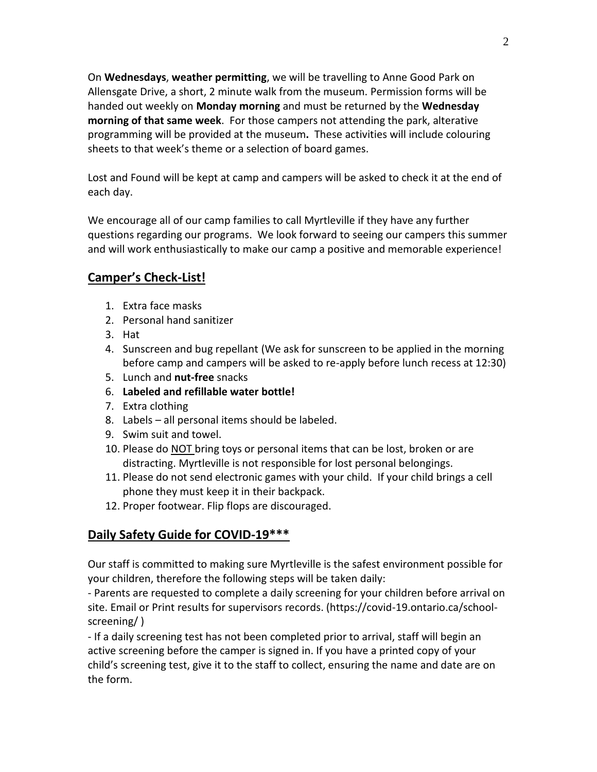On **Wednesdays**, **weather permitting**, we will be travelling to Anne Good Park on Allensgate Drive, a short, 2 minute walk from the museum. Permission forms will be handed out weekly on **Monday morning** and must be returned by the **Wednesday morning of that same week**. For those campers not attending the park, alterative programming will be provided at the museum**.** These activities will include colouring sheets to that week's theme or a selection of board games.

Lost and Found will be kept at camp and campers will be asked to check it at the end of each day.

We encourage all of our camp families to call Myrtleville if they have any further questions regarding our programs. We look forward to seeing our campers this summer and will work enthusiastically to make our camp a positive and memorable experience!

## <u>Camper's Check-List!</u>

1. Extra face masks
2. Personal hand sanitizer
3. Hat
4. Sunscreen and bug repellant (We ask for sunscreen to be applied in the morning before camp and campers will be asked to re-apply before lunch recess at 12:30)
5. Lunch and **nut-free** snacks
6. **Labeled and refillable water bottle!**
7. Extra clothing
8. Labels – all personal items should be labeled.
9. Swim suit and towel.
10. Please do <u>NOT</u> bring toys or personal items that can be lost, broken or are distracting. Myrtleville is not responsible for lost personal belongings.
11. Please do not send electronic games with your child. If your child brings a cell phone they must keep it in their backpack.
12. Proper footwear. Flip flops are discouraged.

## <u>Daily Safety Guide for COVID-19***</u>

Our staff is committed to making sure Myrtleville is the safest environment possible for your children, therefore the following steps will be taken daily:

- Parents are requested to complete a daily screening for your children before arrival on site. Email or Print results for supervisors records. (https://covid-19.ontario.ca/school-screening/ )
- If a daily screening test has not been completed prior to arrival, staff will begin an active screening before the camper is signed in. If you have a printed copy of your child's screening test, give it to the staff to collect, ensuring the name and date are on the form.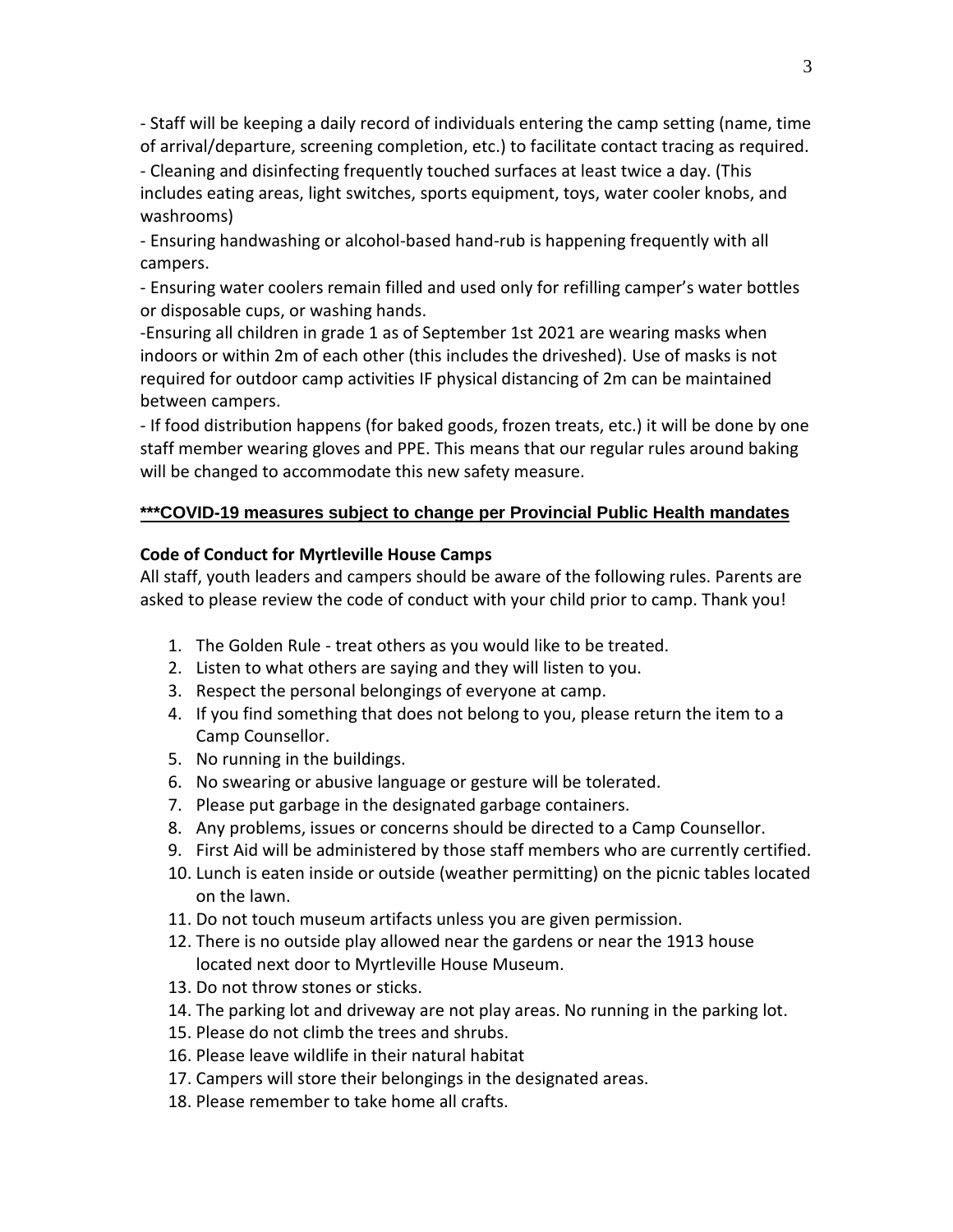- Staff will be keeping a daily record of individuals entering the camp setting (name, time of arrival/departure, screening completion, etc.) to facilitate contact tracing as required.
- Cleaning and disinfecting frequently touched surfaces at least twice a day. (This includes eating areas, light switches, sports equipment, toys, water cooler knobs, and washrooms)
- Ensuring handwashing or alcohol-based hand-rub is happening frequently with all campers.
- Ensuring water coolers remain filled and used only for refilling camper's water bottles or disposable cups, or washing hands.
-Ensuring all children in grade 1 as of September 1st 2021 are wearing masks when indoors or within 2m of each other (this includes the driveshed). Use of masks is not required for outdoor camp activities IF physical distancing of 2m can be maintained between campers.
- If food distribution happens (for baked goods, frozen treats, etc.) it will be done by one staff member wearing gloves and PPE. This means that our regular rules around baking will be changed to accommodate this new safety measure.

**<u>***COVID-19 measures subject to change per Provincial Public Health mandates</u>**

**Code of Conduct for Myrtleville House Camps**

All staff, youth leaders and campers should be aware of the following rules. Parents are asked to please review the code of conduct with your child prior to camp. Thank you!

1. The Golden Rule - treat others as you would like to be treated.
2. Listen to what others are saying and they will listen to you.
3. Respect the personal belongings of everyone at camp.
4. If you find something that does not belong to you, please return the item to a Camp Counsellor.
5. No running in the buildings.
6. No swearing or abusive language or gesture will be tolerated.
7. Please put garbage in the designated garbage containers.
8. Any problems, issues or concerns should be directed to a Camp Counsellor.
9. First Aid will be administered by those staff members who are currently certified.
10. Lunch is eaten inside or outside (weather permitting) on the picnic tables located on the lawn.
11. Do not touch museum artifacts unless you are given permission.
12. There is no outside play allowed near the gardens or near the 1913 house located next door to Myrtleville House Museum.
13. Do not throw stones or sticks.
14. The parking lot and driveway are not play areas. No running in the parking lot.
15. Please do not climb the trees and shrubs.
16. Please leave wildlife in their natural habitat
17. Campers will store their belongings in the designated areas.
18. Please remember to take home all crafts.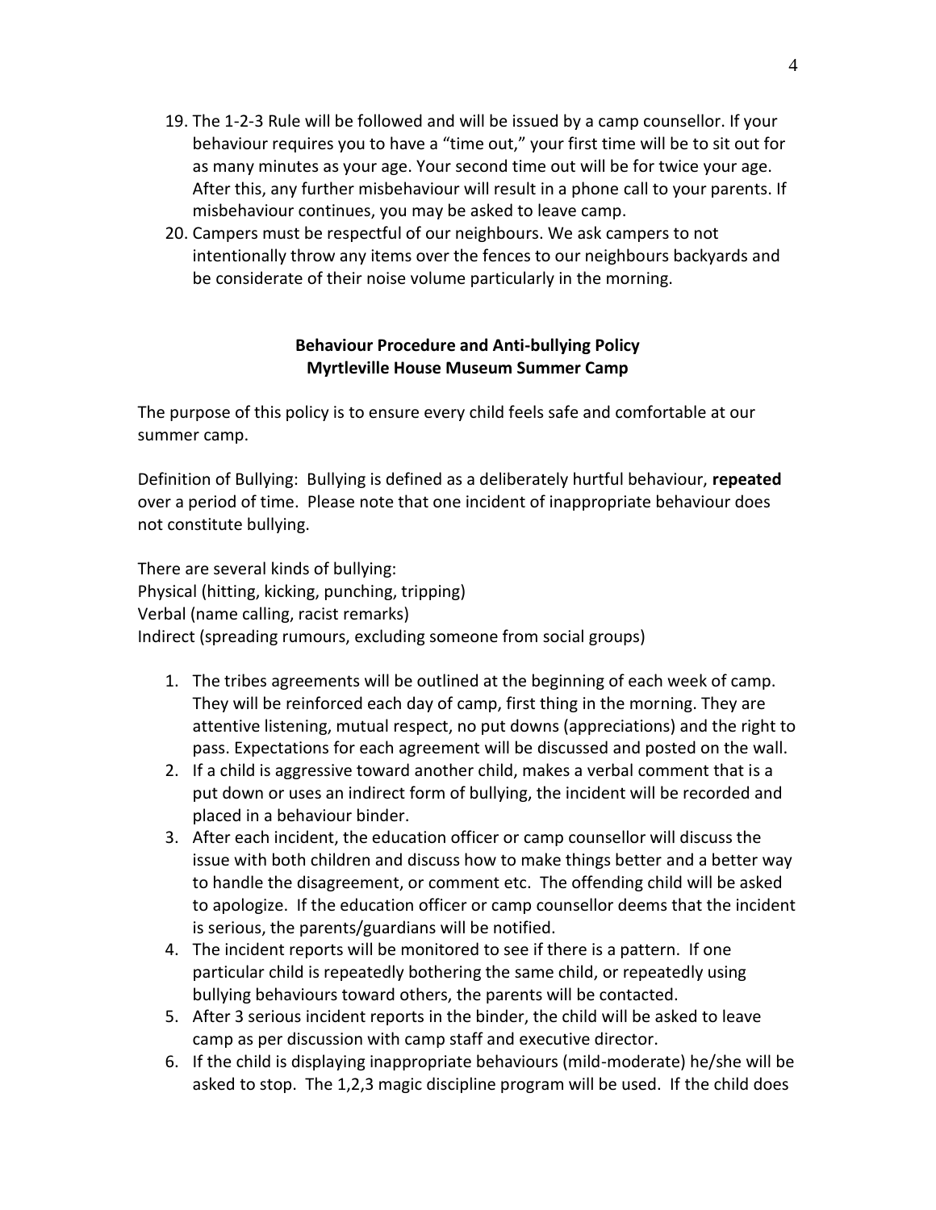19. The 1-2-3 Rule will be followed and will be issued by a camp counsellor. If your behaviour requires you to have a "time out," your first time will be to sit out for as many minutes as your age. Your second time out will be for twice your age. After this, any further misbehaviour will result in a phone call to your parents. If misbehaviour continues, you may be asked to leave camp.
20. Campers must be respectful of our neighbours. We ask campers to not intentionally throw any items over the fences to our neighbours backyards and be considerate of their noise volume particularly in the morning.

## Behaviour Procedure and Anti-bullying Policy
## Myrtleville House Museum Summer Camp

The purpose of this policy is to ensure every child feels safe and comfortable at our summer camp.

Definition of Bullying: Bullying is defined as a deliberately hurtful behaviour, **repeated** over a period of time. Please note that one incident of inappropriate behaviour does not constitute bullying.

There are several kinds of bullying:
Physical (hitting, kicking, punching, tripping)
Verbal (name calling, racist remarks)
Indirect (spreading rumours, excluding someone from social groups)

1. The tribes agreements will be outlined at the beginning of each week of camp. They will be reinforced each day of camp, first thing in the morning. They are attentive listening, mutual respect, no put downs (appreciations) and the right to pass. Expectations for each agreement will be discussed and posted on the wall.
2. If a child is aggressive toward another child, makes a verbal comment that is a put down or uses an indirect form of bullying, the incident will be recorded and placed in a behaviour binder.
3. After each incident, the education officer or camp counsellor will discuss the issue with both children and discuss how to make things better and a better way to handle the disagreement, or comment etc. The offending child will be asked to apologize. If the education officer or camp counsellor deems that the incident is serious, the parents/guardians will be notified.
4. The incident reports will be monitored to see if there is a pattern. If one particular child is repeatedly bothering the same child, or repeatedly using bullying behaviours toward others, the parents will be contacted.
5. After 3 serious incident reports in the binder, the child will be asked to leave camp as per discussion with camp staff and executive director.
6. If the child is displaying inappropriate behaviours (mild-moderate) he/she will be asked to stop. The 1,2,3 magic discipline program will be used. If the child does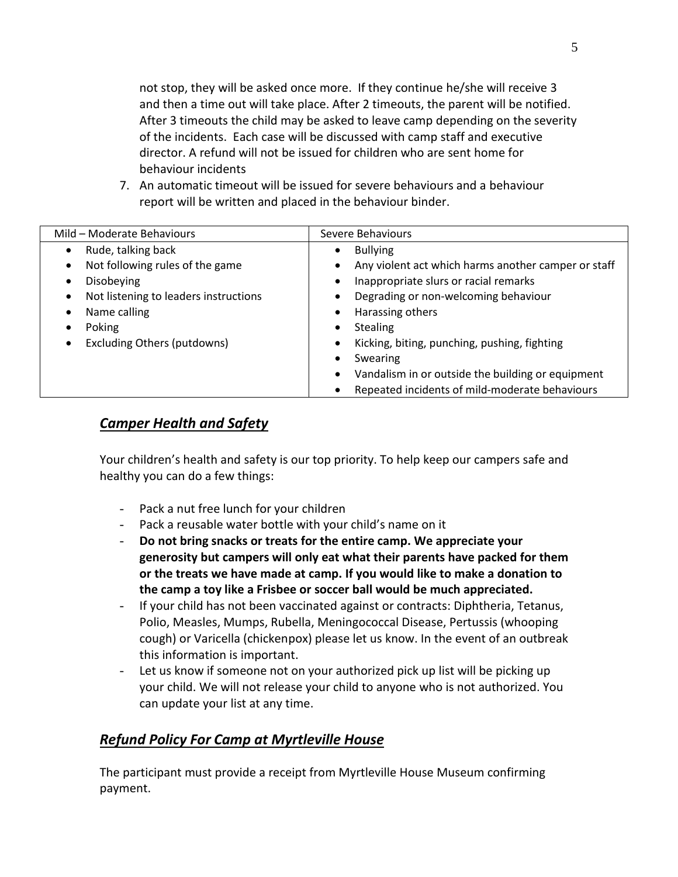not stop, they will be asked once more. If they continue he/she will receive 3 and then a time out will take place. After 2 timeouts, the parent will be notified. After 3 timeouts the child may be asked to leave camp depending on the severity of the incidents. Each case will be discussed with camp staff and executive director. A refund will not be issued for children who are sent home for behaviour incidents

7. An automatic timeout will be issued for severe behaviours and a behaviour report will be written and placed in the behaviour binder.

| Mild – Moderate Behaviours | Severe Behaviours |
|---|---|
| • Rude, talking back<br>• Not following rules of the game<br>• Disobeying<br>• Not listening to leaders instructions<br>• Name calling<br>• Poking<br>• Excluding Others (putdowns) | • Bullying<br>• Any violent act which harms another camper or staff<br>• Inappropriate slurs or racial remarks<br>• Degrading or non-welcoming behaviour<br>• Harassing others<br>• Stealing<br>• Kicking, biting, punching, pushing, fighting<br>• Swearing<br>• Vandalism in or outside the building or equipment<br>• Repeated incidents of mild-moderate behaviours |

## ***Camper Health and Safety***

Your children's health and safety is our top priority. To help keep our campers safe and healthy you can do a few things:

- Pack a nut free lunch for your children
- Pack a reusable water bottle with your child's name on it
- **Do not bring snacks or treats for the entire camp. We appreciate your generosity but campers will only eat what their parents have packed for them or the treats we have made at camp. If you would like to make a donation to the camp a toy like a Frisbee or soccer ball would be much appreciated.**
- If your child has not been vaccinated against or contracts: Diphtheria, Tetanus, Polio, Measles, Mumps, Rubella, Meningococcal Disease, Pertussis (whooping cough) or Varicella (chickenpox) please let us know. In the event of an outbreak this information is important.
- Let us know if someone not on your authorized pick up list will be picking up your child. We will not release your child to anyone who is not authorized. You can update your list at any time.

## ***Refund Policy For Camp at Myrtleville House***

The participant must provide a receipt from Myrtleville House Museum confirming payment.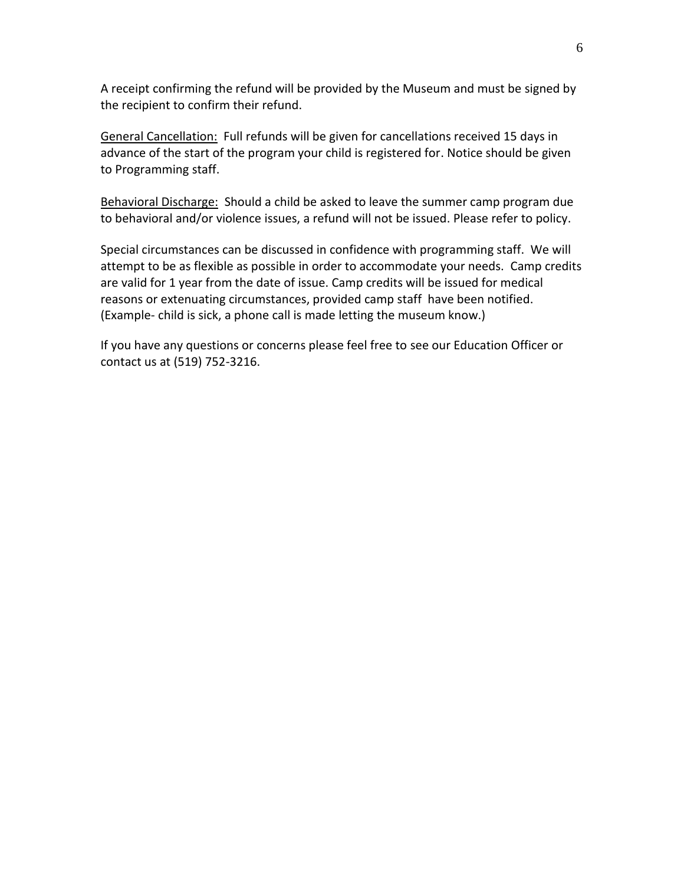A receipt confirming the refund will be provided by the Museum and must be signed by the recipient to confirm their refund.

General Cancellation: Full refunds will be given for cancellations received 15 days in advance of the start of the program your child is registered for. Notice should be given to Programming staff.

Behavioral Discharge: Should a child be asked to leave the summer camp program due to behavioral and/or violence issues, a refund will not be issued. Please refer to policy.

Special circumstances can be discussed in confidence with programming staff. We will attempt to be as flexible as possible in order to accommodate your needs. Camp credits are valid for 1 year from the date of issue. Camp credits will be issued for medical reasons or extenuating circumstances, provided camp staff have been notified. (Example- child is sick, a phone call is made letting the museum know.)

If you have any questions or concerns please feel free to see our Education Officer or contact us at (519) 752-3216.